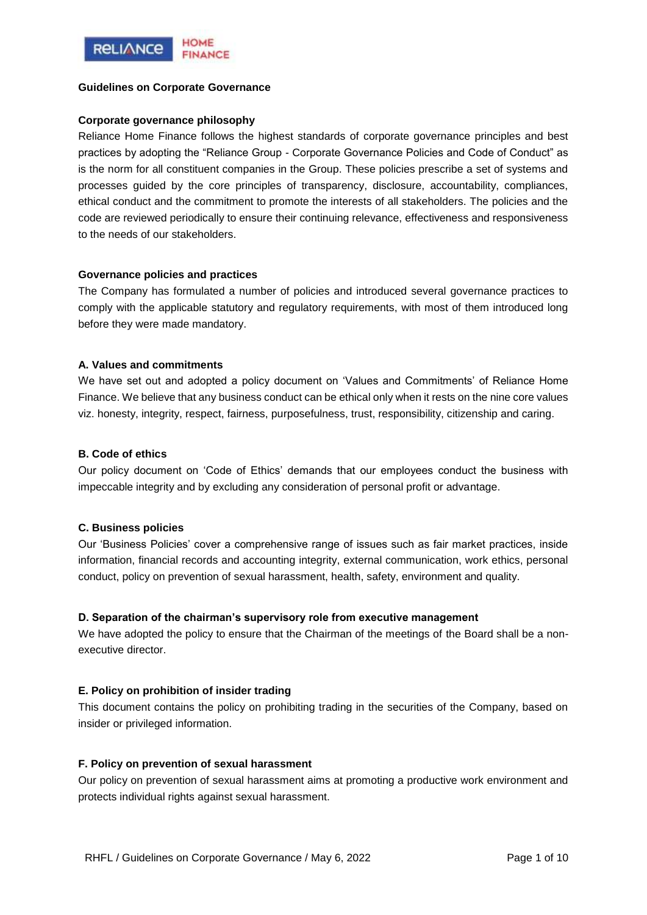## Guidelines on Corporate Governance

### Corporate governance philosophy

Reliance Home Finance follows the highest standards of corporate governance principles and best practices by adopting the "Reliance Group - Corporate Governance Policies and Code of Conduct" as is the norm for all constituent companies in the Group. These policies prescribe a set of systems and processes guided by the core principles of transparency, disclosure, accountability, compliances, ethical conduct and the commitment to promote the interests of all stakeholders. The policies and the code are reviewed periodically to ensure their continuing relevance, effectiveness and responsiveness to the needs of our stakeholders.

### Governance policies and practices

The Company has formulated a number of policies and introduced several governance practices to comply with the applicable statutory and regulatory requirements, with most of them introduced long before they were made mandatory.

#### A. Values and commitments

We have set out and adopted a policy document on 'Values and Commitments' of Reliance Home Finance. We believe that any business conduct can be ethical only when it rests on the nine core values viz. honesty, integrity, respect, fairness, purposefulness, trust, responsibility, citizenship and caring.

#### B. Code of ethics

Our policy document on 'Code of Ethics' demands that our employees conduct the business with impeccable integrity and by excluding any consideration of personal profit or advantage.

#### C. Business policies

Our 'Business Policies' cover a comprehensive range of issues such as fair market practices, inside information, financial records and accounting integrity, external communication, work ethics, personal conduct, policy on prevention of sexual harassment, health, safety, environment and quality.

#### D. Separation of the chairman's supervisory role from executive management

We have adopted the policy to ensure that the Chairman of the meetings of the Board shall be a non-executive director.

#### E. Policy on prohibition of insider trading

This document contains the policy on prohibiting trading in the securities of the Company, based on insider or privileged information.

#### F. Policy on prevention of sexual harassment

Our policy on prevention of sexual harassment aims at promoting a productive work environment and protects individual rights against sexual harassment.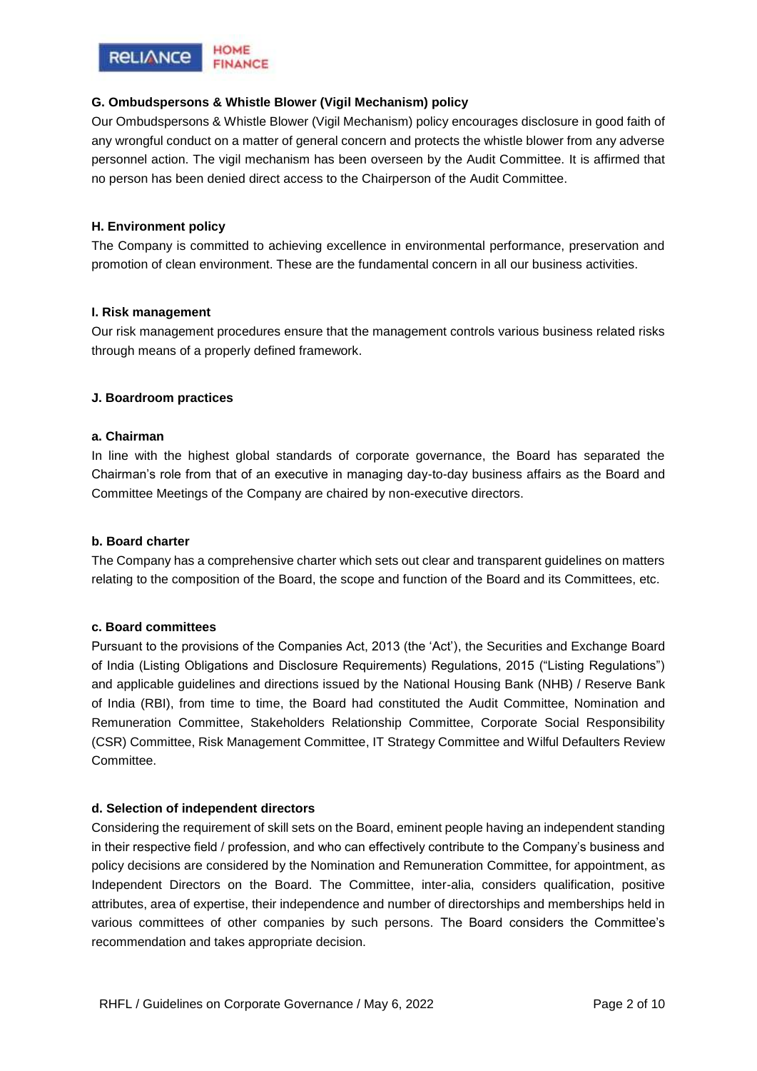### G. Ombudspersons & Whistle Blower (Vigil Mechanism) policy

Our Ombudspersons & Whistle Blower (Vigil Mechanism) policy encourages disclosure in good faith of any wrongful conduct on a matter of general concern and protects the whistle blower from any adverse personnel action. The vigil mechanism has been overseen by the Audit Committee. It is affirmed that no person has been denied direct access to the Chairperson of the Audit Committee.

### H. Environment policy

The Company is committed to achieving excellence in environmental performance, preservation and promotion of clean environment. These are the fundamental concern in all our business activities.

### I. Risk management

Our risk management procedures ensure that the management controls various business related risks through means of a properly defined framework.

### J. Boardroom practices

#### a. Chairman

In line with the highest global standards of corporate governance, the Board has separated the Chairman's role from that of an executive in managing day-to-day business affairs as the Board and Committee Meetings of the Company are chaired by non-executive directors.

#### b. Board charter

The Company has a comprehensive charter which sets out clear and transparent guidelines on matters relating to the composition of the Board, the scope and function of the Board and its Committees, etc.

#### c. Board committees

Pursuant to the provisions of the Companies Act, 2013 (the 'Act'), the Securities and Exchange Board of India (Listing Obligations and Disclosure Requirements) Regulations, 2015 ("Listing Regulations") and applicable guidelines and directions issued by the National Housing Bank (NHB) / Reserve Bank of India (RBI), from time to time, the Board had constituted the Audit Committee, Nomination and Remuneration Committee, Stakeholders Relationship Committee, Corporate Social Responsibility (CSR) Committee, Risk Management Committee, IT Strategy Committee and Wilful Defaulters Review Committee.

#### d. Selection of independent directors

Considering the requirement of skill sets on the Board, eminent people having an independent standing in their respective field / profession, and who can effectively contribute to the Company's business and policy decisions are considered by the Nomination and Remuneration Committee, for appointment, as Independent Directors on the Board. The Committee, inter-alia, considers qualification, positive attributes, area of expertise, their independence and number of directorships and memberships held in various committees of other companies by such persons. The Board considers the Committee's recommendation and takes appropriate decision.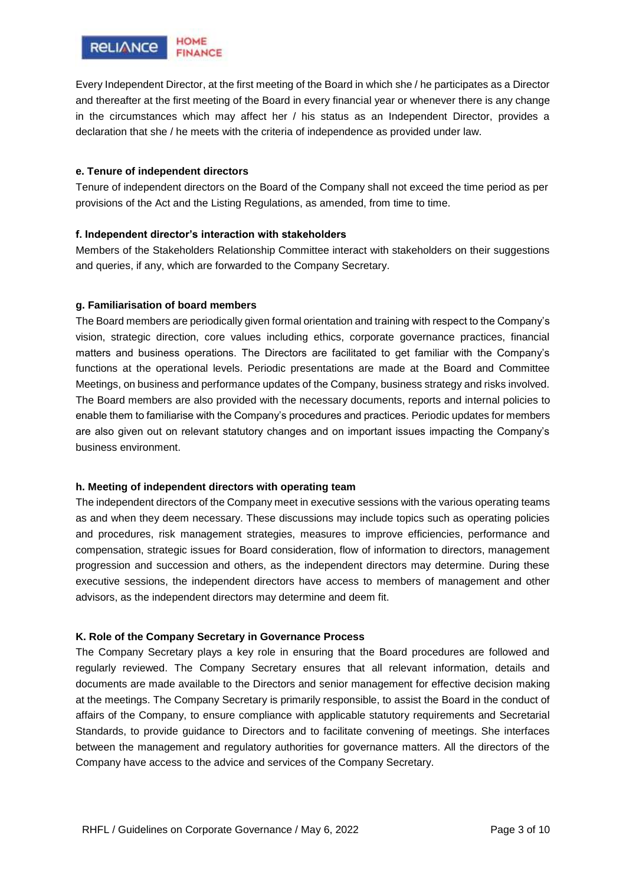Every Independent Director, at the first meeting of the Board in which she / he participates as a Director and thereafter at the first meeting of the Board in every financial year or whenever there is any change in the circumstances which may affect her / his status as an Independent Director, provides a declaration that she / he meets with the criteria of independence as provided under law.

**e. Tenure of independent directors**

Tenure of independent directors on the Board of the Company shall not exceed the time period as per provisions of the Act and the Listing Regulations, as amended, from time to time.

**f. Independent director's interaction with stakeholders**

Members of the Stakeholders Relationship Committee interact with stakeholders on their suggestions and queries, if any, which are forwarded to the Company Secretary.

**g. Familiarisation of board members**

The Board members are periodically given formal orientation and training with respect to the Company's vision, strategic direction, core values including ethics, corporate governance practices, financial matters and business operations. The Directors are facilitated to get familiar with the Company's functions at the operational levels. Periodic presentations are made at the Board and Committee Meetings, on business and performance updates of the Company, business strategy and risks involved. The Board members are also provided with the necessary documents, reports and internal policies to enable them to familiarise with the Company's procedures and practices. Periodic updates for members are also given out on relevant statutory changes and on important issues impacting the Company's business environment.

**h. Meeting of independent directors with operating team**

The independent directors of the Company meet in executive sessions with the various operating teams as and when they deem necessary. These discussions may include topics such as operating policies and procedures, risk management strategies, measures to improve efficiencies, performance and compensation, strategic issues for Board consideration, flow of information to directors, management progression and succession and others, as the independent directors may determine. During these executive sessions, the independent directors have access to members of management and other advisors, as the independent directors may determine and deem fit.

**K. Role of the Company Secretary in Governance Process**

The Company Secretary plays a key role in ensuring that the Board procedures are followed and regularly reviewed. The Company Secretary ensures that all relevant information, details and documents are made available to the Directors and senior management for effective decision making at the meetings. The Company Secretary is primarily responsible, to assist the Board in the conduct of affairs of the Company, to ensure compliance with applicable statutory requirements and Secretarial Standards, to provide guidance to Directors and to facilitate convening of meetings. She interfaces between the management and regulatory authorities for governance matters. All the directors of the Company have access to the advice and services of the Company Secretary.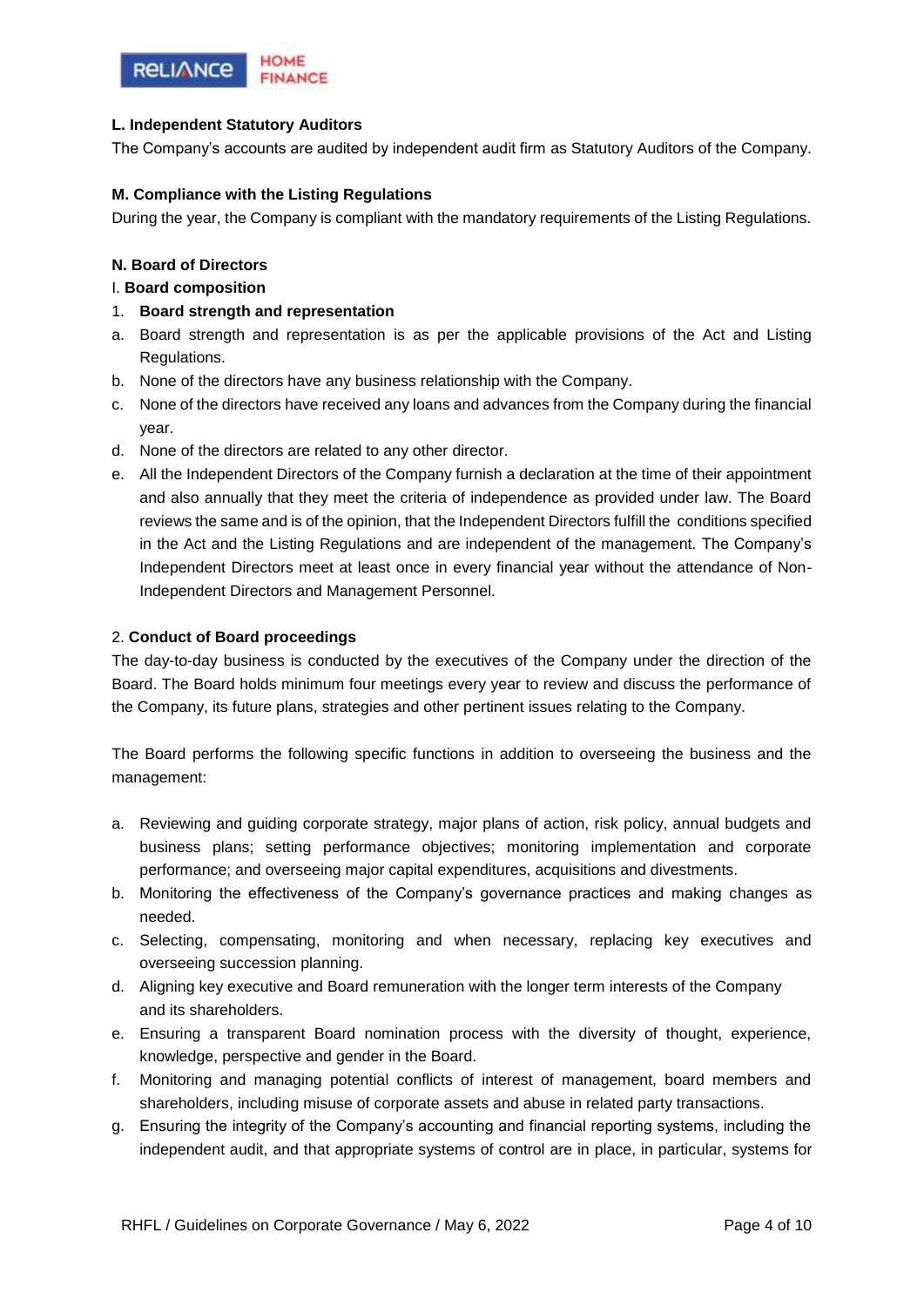**L. Independent Statutory Auditors**

The Company's accounts are audited by independent audit firm as Statutory Auditors of the Company.

**M. Compliance with the Listing Regulations**

During the year, the Company is compliant with the mandatory requirements of the Listing Regulations.

**N. Board of Directors**

I. **Board composition**

1. **Board strength and representation**

a. Board strength and representation is as per the applicable provisions of the Act and Listing Regulations.
b. None of the directors have any business relationship with the Company.
c. None of the directors have received any loans and advances from the Company during the financial year.
d. None of the directors are related to any other director.
e. All the Independent Directors of the Company furnish a declaration at the time of their appointment and also annually that they meet the criteria of independence as provided under law. The Board reviews the same and is of the opinion, that the Independent Directors fulfill the conditions specified in the Act and the Listing Regulations and are independent of the management. The Company's Independent Directors meet at least once in every financial year without the attendance of Non-Independent Directors and Management Personnel.

2. **Conduct of Board proceedings**

The day-to-day business is conducted by the executives of the Company under the direction of the Board. The Board holds minimum four meetings every year to review and discuss the performance of the Company, its future plans, strategies and other pertinent issues relating to the Company.

The Board performs the following specific functions in addition to overseeing the business and the management:

a. Reviewing and guiding corporate strategy, major plans of action, risk policy, annual budgets and business plans; setting performance objectives; monitoring implementation and corporate performance; and overseeing major capital expenditures, acquisitions and divestments.
b. Monitoring the effectiveness of the Company's governance practices and making changes as needed.
c. Selecting, compensating, monitoring and when necessary, replacing key executives and overseeing succession planning.
d. Aligning key executive and Board remuneration with the longer term interests of the Company and its shareholders.
e. Ensuring a transparent Board nomination process with the diversity of thought, experience, knowledge, perspective and gender in the Board.
f. Monitoring and managing potential conflicts of interest of management, board members and shareholders, including misuse of corporate assets and abuse in related party transactions.
g. Ensuring the integrity of the Company's accounting and financial reporting systems, including the independent audit, and that appropriate systems of control are in place, in particular, systems for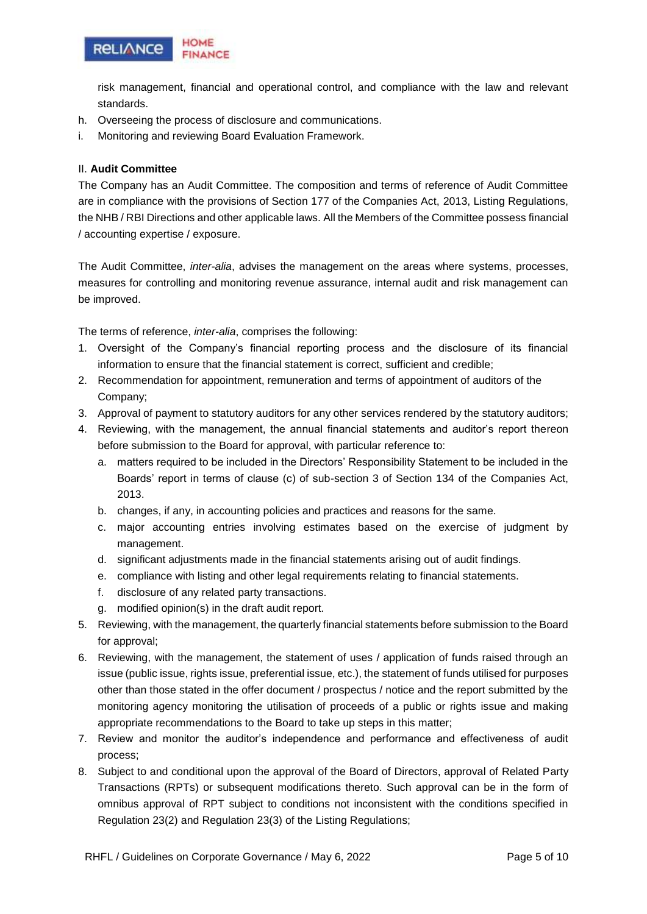risk management, financial and operational control, and compliance with the law and relevant standards.

h. Overseeing the process of disclosure and communications.
i. Monitoring and reviewing Board Evaluation Framework.

## II. **Audit Committee**

The Company has an Audit Committee. The composition and terms of reference of Audit Committee are in compliance with the provisions of Section 177 of the Companies Act, 2013, Listing Regulations, the NHB / RBI Directions and other applicable laws. All the Members of the Committee possess financial / accounting expertise / exposure.

The Audit Committee, *inter-alia*, advises the management on the areas where systems, processes, measures for controlling and monitoring revenue assurance, internal audit and risk management can be improved.

The terms of reference, *inter-alia*, comprises the following:

1. Oversight of the Company's financial reporting process and the disclosure of its financial information to ensure that the financial statement is correct, sufficient and credible;
2. Recommendation for appointment, remuneration and terms of appointment of auditors of the Company;
3. Approval of payment to statutory auditors for any other services rendered by the statutory auditors;
4. Reviewing, with the management, the annual financial statements and auditor's report thereon before submission to the Board for approval, with particular reference to:
   a. matters required to be included in the Directors' Responsibility Statement to be included in the Boards' report in terms of clause (c) of sub-section 3 of Section 134 of the Companies Act, 2013.
   b. changes, if any, in accounting policies and practices and reasons for the same.
   c. major accounting entries involving estimates based on the exercise of judgment by management.
   d. significant adjustments made in the financial statements arising out of audit findings.
   e. compliance with listing and other legal requirements relating to financial statements.
   f. disclosure of any related party transactions.
   g. modified opinion(s) in the draft audit report.
5. Reviewing, with the management, the quarterly financial statements before submission to the Board for approval;
6. Reviewing, with the management, the statement of uses / application of funds raised through an issue (public issue, rights issue, preferential issue, etc.), the statement of funds utilised for purposes other than those stated in the offer document / prospectus / notice and the report submitted by the monitoring agency monitoring the utilisation of proceeds of a public or rights issue and making appropriate recommendations to the Board to take up steps in this matter;
7. Review and monitor the auditor's independence and performance and effectiveness of audit process;
8. Subject to and conditional upon the approval of the Board of Directors, approval of Related Party Transactions (RPTs) or subsequent modifications thereto. Such approval can be in the form of omnibus approval of RPT subject to conditions not inconsistent with the conditions specified in Regulation 23(2) and Regulation 23(3) of the Listing Regulations;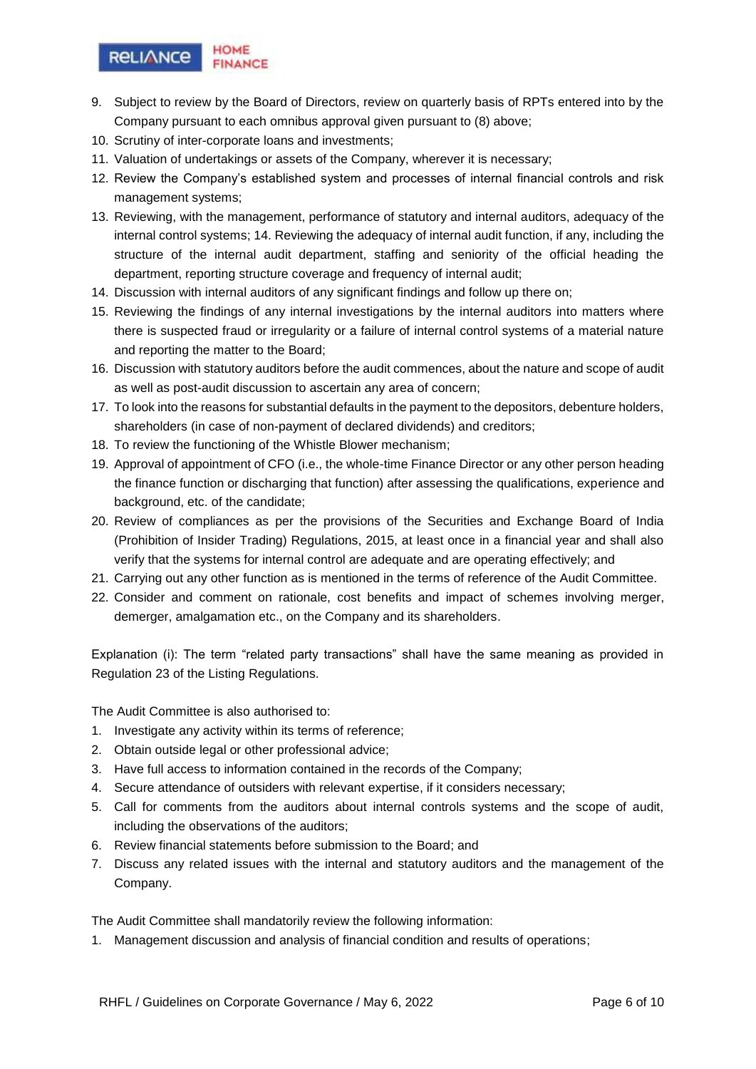9. Subject to review by the Board of Directors, review on quarterly basis of RPTs entered into by the Company pursuant to each omnibus approval given pursuant to (8) above;
10. Scrutiny of inter-corporate loans and investments;
11. Valuation of undertakings or assets of the Company, wherever it is necessary;
12. Review the Company's established system and processes of internal financial controls and risk management systems;
13. Reviewing, with the management, performance of statutory and internal auditors, adequacy of the internal control systems; 14. Reviewing the adequacy of internal audit function, if any, including the structure of the internal audit department, staffing and seniority of the official heading the department, reporting structure coverage and frequency of internal audit;
14. Discussion with internal auditors of any significant findings and follow up there on;
15. Reviewing the findings of any internal investigations by the internal auditors into matters where there is suspected fraud or irregularity or a failure of internal control systems of a material nature and reporting the matter to the Board;
16. Discussion with statutory auditors before the audit commences, about the nature and scope of audit as well as post-audit discussion to ascertain any area of concern;
17. To look into the reasons for substantial defaults in the payment to the depositors, debenture holders, shareholders (in case of non-payment of declared dividends) and creditors;
18. To review the functioning of the Whistle Blower mechanism;
19. Approval of appointment of CFO (i.e., the whole-time Finance Director or any other person heading the finance function or discharging that function) after assessing the qualifications, experience and background, etc. of the candidate;
20. Review of compliances as per the provisions of the Securities and Exchange Board of India (Prohibition of Insider Trading) Regulations, 2015, at least once in a financial year and shall also verify that the systems for internal control are adequate and are operating effectively; and
21. Carrying out any other function as is mentioned in the terms of reference of the Audit Committee.
22. Consider and comment on rationale, cost benefits and impact of schemes involving merger, demerger, amalgamation etc., on the Company and its shareholders.

Explanation (i): The term "related party transactions" shall have the same meaning as provided in Regulation 23 of the Listing Regulations.

The Audit Committee is also authorised to:

1. Investigate any activity within its terms of reference;
2. Obtain outside legal or other professional advice;
3. Have full access to information contained in the records of the Company;
4. Secure attendance of outsiders with relevant expertise, if it considers necessary;
5. Call for comments from the auditors about internal controls systems and the scope of audit, including the observations of the auditors;
6. Review financial statements before submission to the Board; and
7. Discuss any related issues with the internal and statutory auditors and the management of the Company.

The Audit Committee shall mandatorily review the following information:

1. Management discussion and analysis of financial condition and results of operations;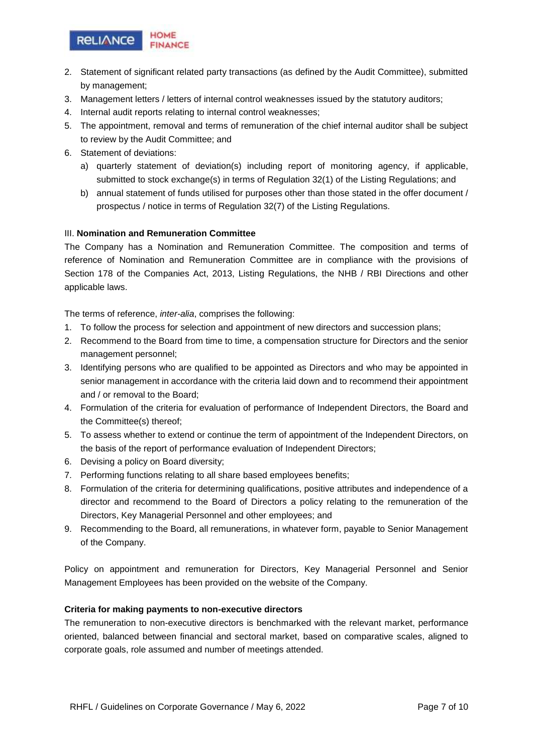2. Statement of significant related party transactions (as defined by the Audit Committee), submitted by management;
3. Management letters / letters of internal control weaknesses issued by the statutory auditors;
4. Internal audit reports relating to internal control weaknesses;
5. The appointment, removal and terms of remuneration of the chief internal auditor shall be subject to review by the Audit Committee; and
6. Statement of deviations:
   a) quarterly statement of deviation(s) including report of monitoring agency, if applicable, submitted to stock exchange(s) in terms of Regulation 32(1) of the Listing Regulations; and
   b) annual statement of funds utilised for purposes other than those stated in the offer document / prospectus / notice in terms of Regulation 32(7) of the Listing Regulations.

### III. **Nomination and Remuneration Committee**

The Company has a Nomination and Remuneration Committee. The composition and terms of reference of Nomination and Remuneration Committee are in compliance with the provisions of Section 178 of the Companies Act, 2013, Listing Regulations, the NHB / RBI Directions and other applicable laws.

The terms of reference, *inter-alia*, comprises the following:

1. To follow the process for selection and appointment of new directors and succession plans;
2. Recommend to the Board from time to time, a compensation structure for Directors and the senior management personnel;
3. Identifying persons who are qualified to be appointed as Directors and who may be appointed in senior management in accordance with the criteria laid down and to recommend their appointment and / or removal to the Board;
4. Formulation of the criteria for evaluation of performance of Independent Directors, the Board and the Committee(s) thereof;
5. To assess whether to extend or continue the term of appointment of the Independent Directors, on the basis of the report of performance evaluation of Independent Directors;
6. Devising a policy on Board diversity;
7. Performing functions relating to all share based employees benefits;
8. Formulation of the criteria for determining qualifications, positive attributes and independence of a director and recommend to the Board of Directors a policy relating to the remuneration of the Directors, Key Managerial Personnel and other employees; and
9. Recommending to the Board, all remunerations, in whatever form, payable to Senior Management of the Company.

Policy on appointment and remuneration for Directors, Key Managerial Personnel and Senior Management Employees has been provided on the website of the Company.

**Criteria for making payments to non-executive directors**

The remuneration to non-executive directors is benchmarked with the relevant market, performance oriented, balanced between financial and sectoral market, based on comparative scales, aligned to corporate goals, role assumed and number of meetings attended.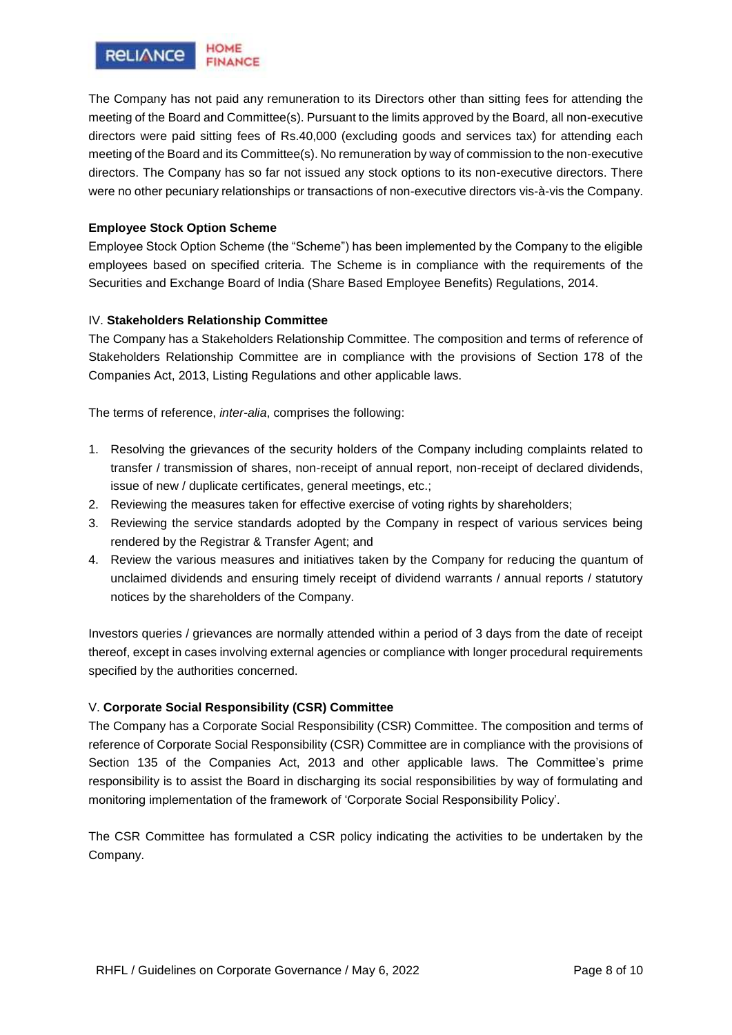The Company has not paid any remuneration to its Directors other than sitting fees for attending the meeting of the Board and Committee(s). Pursuant to the limits approved by the Board, all non-executive directors were paid sitting fees of Rs.40,000 (excluding goods and services tax) for attending each meeting of the Board and its Committee(s). No remuneration by way of commission to the non-executive directors. The Company has so far not issued any stock options to its non-executive directors. There were no other pecuniary relationships or transactions of non-executive directors vis-à-vis the Company.

**Employee Stock Option Scheme**

Employee Stock Option Scheme (the "Scheme") has been implemented by the Company to the eligible employees based on specified criteria. The Scheme is in compliance with the requirements of the Securities and Exchange Board of India (Share Based Employee Benefits) Regulations, 2014.

IV. **Stakeholders Relationship Committee**

The Company has a Stakeholders Relationship Committee. The composition and terms of reference of Stakeholders Relationship Committee are in compliance with the provisions of Section 178 of the Companies Act, 2013, Listing Regulations and other applicable laws.

The terms of reference, *inter-alia*, comprises the following:

1. Resolving the grievances of the security holders of the Company including complaints related to transfer / transmission of shares, non-receipt of annual report, non-receipt of declared dividends, issue of new / duplicate certificates, general meetings, etc.;
2. Reviewing the measures taken for effective exercise of voting rights by shareholders;
3. Reviewing the service standards adopted by the Company in respect of various services being rendered by the Registrar & Transfer Agent; and
4. Review the various measures and initiatives taken by the Company for reducing the quantum of unclaimed dividends and ensuring timely receipt of dividend warrants / annual reports / statutory notices by the shareholders of the Company.

Investors queries / grievances are normally attended within a period of 3 days from the date of receipt thereof, except in cases involving external agencies or compliance with longer procedural requirements specified by the authorities concerned.

V. **Corporate Social Responsibility (CSR) Committee**

The Company has a Corporate Social Responsibility (CSR) Committee. The composition and terms of reference of Corporate Social Responsibility (CSR) Committee are in compliance with the provisions of Section 135 of the Companies Act, 2013 and other applicable laws. The Committee's prime responsibility is to assist the Board in discharging its social responsibilities by way of formulating and monitoring implementation of the framework of 'Corporate Social Responsibility Policy'.

The CSR Committee has formulated a CSR policy indicating the activities to be undertaken by the Company.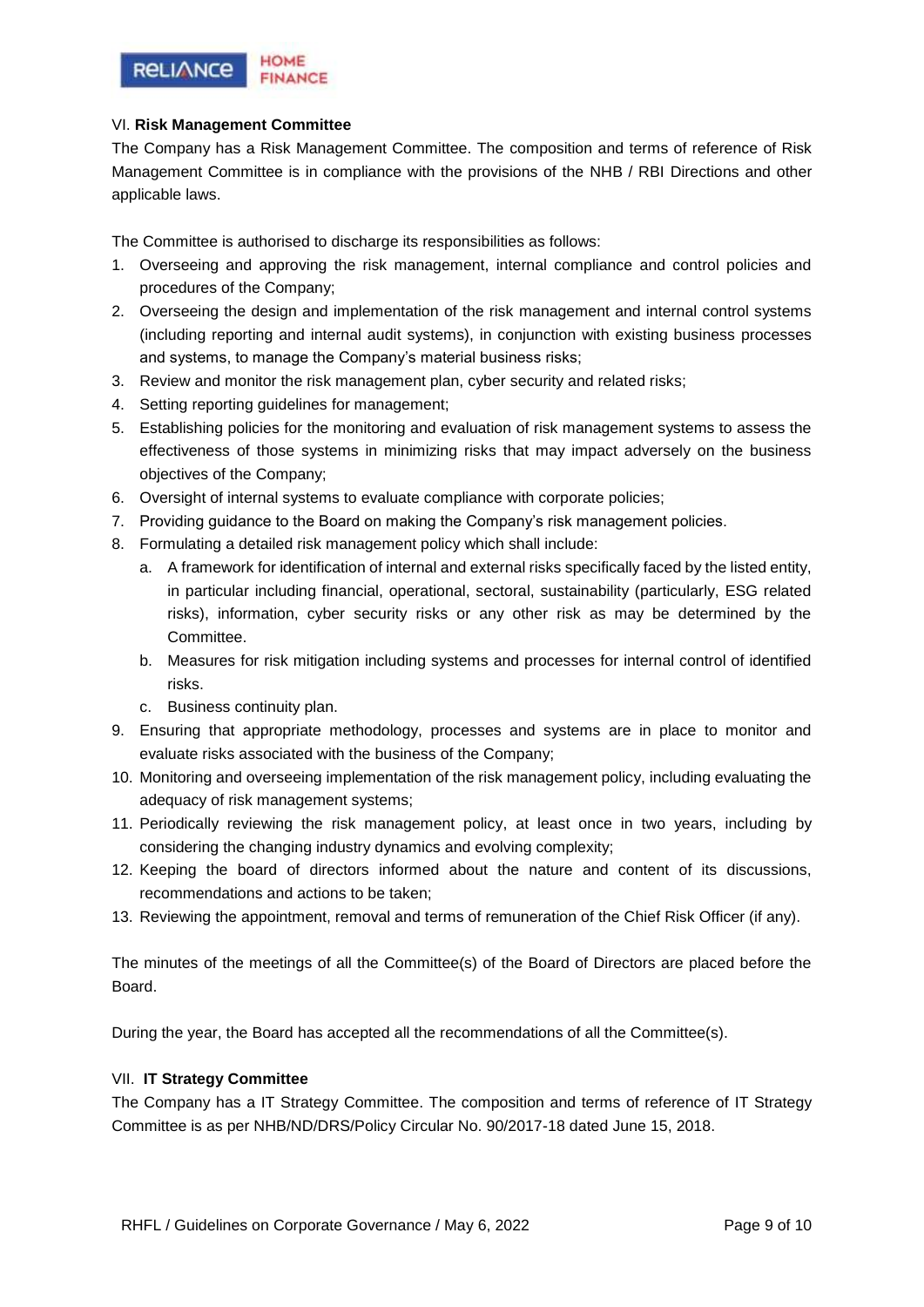## VI. **Risk Management Committee**

The Company has a Risk Management Committee. The composition and terms of reference of Risk Management Committee is in compliance with the provisions of the NHB / RBI Directions and other applicable laws.

The Committee is authorised to discharge its responsibilities as follows:

1. Overseeing and approving the risk management, internal compliance and control policies and procedures of the Company;
2. Overseeing the design and implementation of the risk management and internal control systems (including reporting and internal audit systems), in conjunction with existing business processes and systems, to manage the Company's material business risks;
3. Review and monitor the risk management plan, cyber security and related risks;
4. Setting reporting guidelines for management;
5. Establishing policies for the monitoring and evaluation of risk management systems to assess the effectiveness of those systems in minimizing risks that may impact adversely on the business objectives of the Company;
6. Oversight of internal systems to evaluate compliance with corporate policies;
7. Providing guidance to the Board on making the Company's risk management policies.
8. Formulating a detailed risk management policy which shall include:
   a. A framework for identification of internal and external risks specifically faced by the listed entity, in particular including financial, operational, sectoral, sustainability (particularly, ESG related risks), information, cyber security risks or any other risk as may be determined by the Committee.
   b. Measures for risk mitigation including systems and processes for internal control of identified risks.
   c. Business continuity plan.
9. Ensuring that appropriate methodology, processes and systems are in place to monitor and evaluate risks associated with the business of the Company;
10. Monitoring and overseeing implementation of the risk management policy, including evaluating the adequacy of risk management systems;
11. Periodically reviewing the risk management policy, at least once in two years, including by considering the changing industry dynamics and evolving complexity;
12. Keeping the board of directors informed about the nature and content of its discussions, recommendations and actions to be taken;
13. Reviewing the appointment, removal and terms of remuneration of the Chief Risk Officer (if any).

The minutes of the meetings of all the Committee(s) of the Board of Directors are placed before the Board.

During the year, the Board has accepted all the recommendations of all the Committee(s).

## VII. **IT Strategy Committee**

The Company has a IT Strategy Committee. The composition and terms of reference of IT Strategy Committee is as per NHB/ND/DRS/Policy Circular No. 90/2017-18 dated June 15, 2018.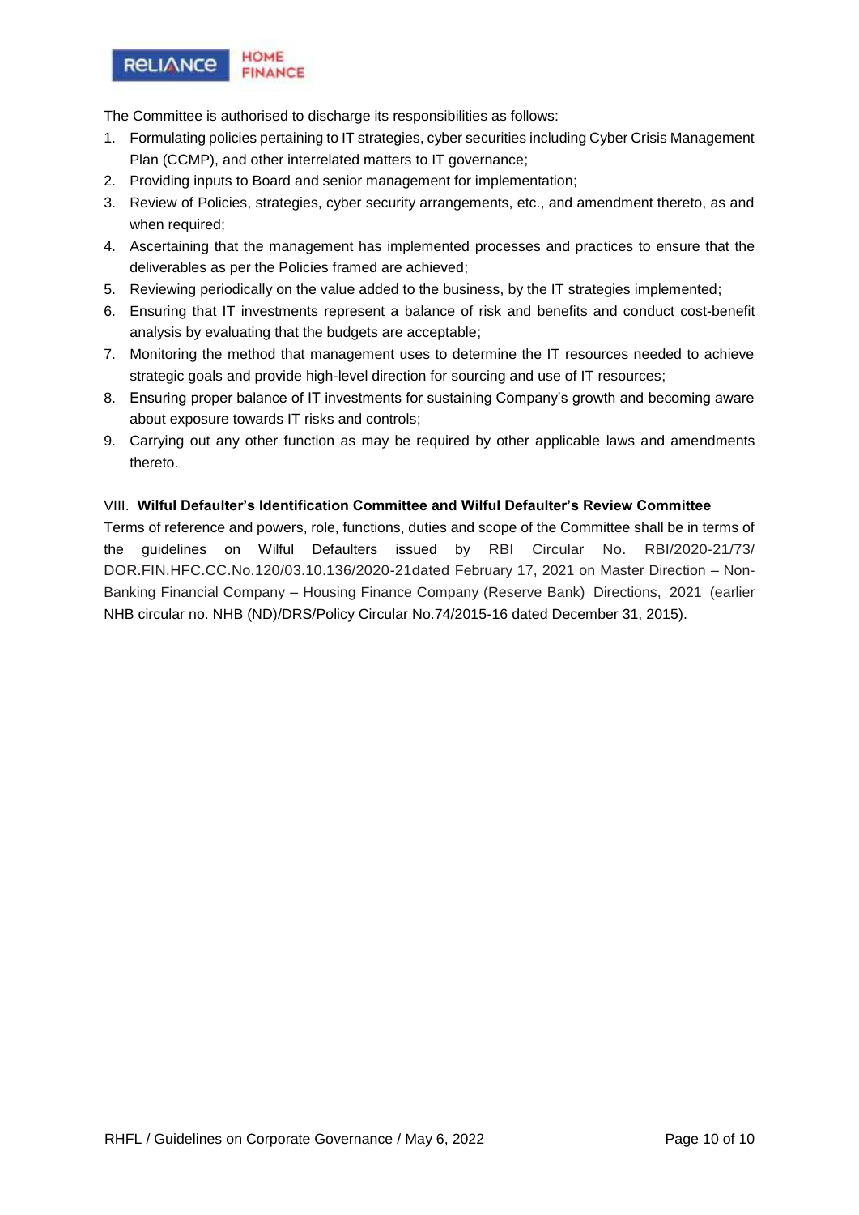The Committee is authorised to discharge its responsibilities as follows:

1. Formulating policies pertaining to IT strategies, cyber securities including Cyber Crisis Management Plan (CCMP), and other interrelated matters to IT governance;
2. Providing inputs to Board and senior management for implementation;
3. Review of Policies, strategies, cyber security arrangements, etc., and amendment thereto, as and when required;
4. Ascertaining that the management has implemented processes and practices to ensure that the deliverables as per the Policies framed are achieved;
5. Reviewing periodically on the value added to the business, by the IT strategies implemented;
6. Ensuring that IT investments represent a balance of risk and benefits and conduct cost-benefit analysis by evaluating that the budgets are acceptable;
7. Monitoring the method that management uses to determine the IT resources needed to achieve strategic goals and provide high-level direction for sourcing and use of IT resources;
8. Ensuring proper balance of IT investments for sustaining Company's growth and becoming aware about exposure towards IT risks and controls;
9. Carrying out any other function as may be required by other applicable laws and amendments thereto.

VIII. **Wilful Defaulter's Identification Committee and Wilful Defaulter's Review Committee**

Terms of reference and powers, role, functions, duties and scope of the Committee shall be in terms of the guidelines on Wilful Defaulters issued by RBI Circular No. RBI/2020-21/73/ DOR.FIN.HFC.CC.No.120/03.10.136/2020-21dated February 17, 2021 on Master Direction – Non-Banking Financial Company – Housing Finance Company (Reserve Bank) Directions, 2021 (earlier NHB circular no. NHB (ND)/DRS/Policy Circular No.74/2015-16 dated December 31, 2015).